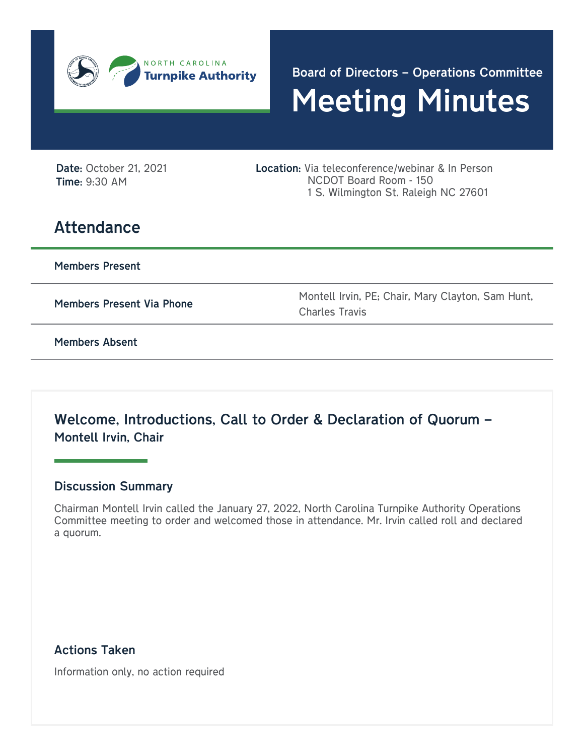NORTH CAROLINA **Turnpike Authority**

Board of Directors – Operations Committee

# Meeting Minutes

**Date**: October 21, 2021
**Time**: 9:30 AM

**Location**: Via teleconference/webinar & In Person
NCDOT Board Room - 150
1 S. Wilmington St. Raleigh NC 27601

## Attendance

| | |
|---|---|
| **Members Present** | |
| **Members Present Via Phone** | Montell Irvin, PE; Chair, Mary Clayton, Sam Hunt, Charles Travis |
| **Members Absent** | |

## Welcome, Introductions, Call to Order & Declaration of Quorum – Montell Irvin, Chair

### Discussion Summary

Chairman Montell Irvin called the January 27, 2022, North Carolina Turnpike Authority Operations Committee meeting to order and welcomed those in attendance. Mr. Irvin called roll and declared a quorum.

### Actions Taken

Information only, no action required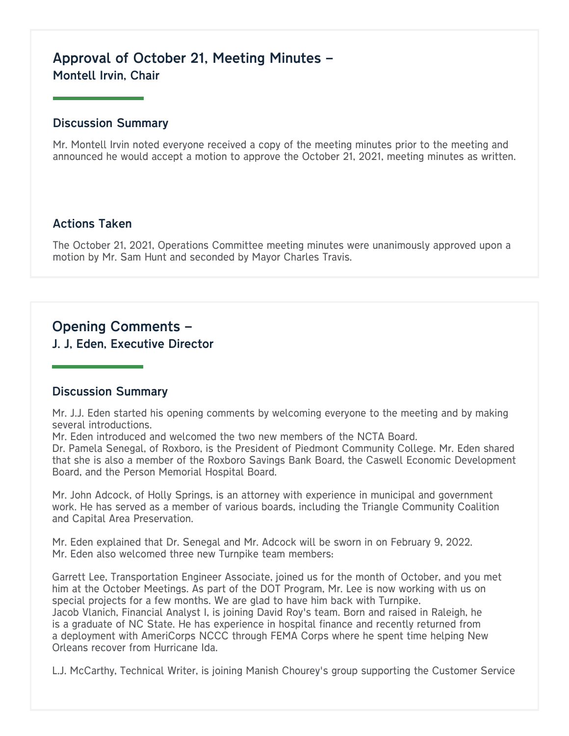## Approval of October 21, Meeting Minutes –
### Montell Irvin, Chair

### Discussion Summary

Mr. Montell Irvin noted everyone received a copy of the meeting minutes prior to the meeting and announced he would accept a motion to approve the October 21, 2021, meeting minutes as written.

### Actions Taken

The October 21, 2021, Operations Committee meeting minutes were unanimously approved upon a motion by Mr. Sam Hunt and seconded by Mayor Charles Travis.

## Opening Comments –
### J. J, Eden, Executive Director

### Discussion Summary

Mr. J.J. Eden started his opening comments by welcoming everyone to the meeting and by making several introductions.
Mr. Eden introduced and welcomed the two new members of the NCTA Board.
Dr. Pamela Senegal, of Roxboro, is the President of Piedmont Community College. Mr. Eden shared that she is also a member of the Roxboro Savings Bank Board, the Caswell Economic Development Board, and the Person Memorial Hospital Board.

Mr. John Adcock, of Holly Springs, is an attorney with experience in municipal and government work. He has served as a member of various boards, including the Triangle Community Coalition and Capital Area Preservation.

Mr. Eden explained that Dr. Senegal and Mr. Adcock will be sworn in on February 9, 2022.
Mr. Eden also welcomed three new Turnpike team members:

Garrett Lee, Transportation Engineer Associate, joined us for the month of October, and you met him at the October Meetings. As part of the DOT Program, Mr. Lee is now working with us on special projects for a few months. We are glad to have him back with Turnpike.
Jacob Vlanich, Financial Analyst I, is joining David Roy's team. Born and raised in Raleigh, he is a graduate of NC State. He has experience in hospital finance and recently returned from a deployment with AmeriCorps NCCC through FEMA Corps where he spent time helping New Orleans recover from Hurricane Ida.

L.J. McCarthy, Technical Writer, is joining Manish Chourey's group supporting the Customer Service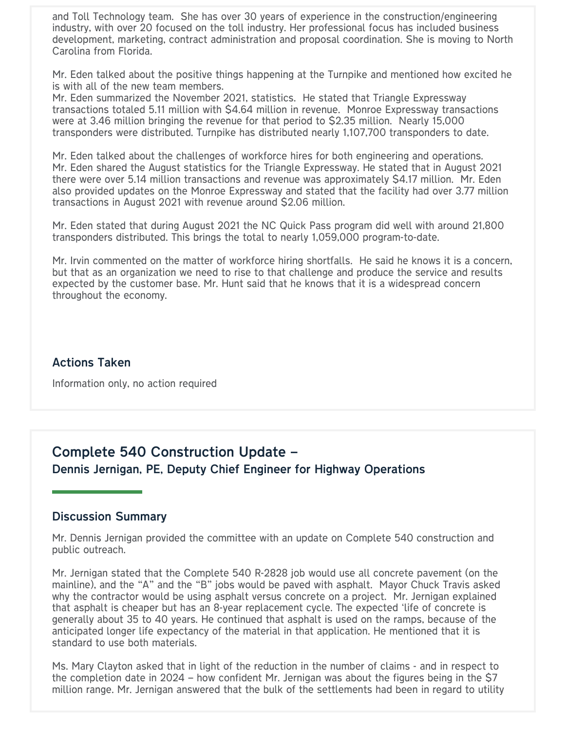and Toll Technology team. She has over 30 years of experience in the construction/engineering industry, with over 20 focused on the toll industry. Her professional focus has included business development, marketing, contract administration and proposal coordination. She is moving to North Carolina from Florida.

Mr. Eden talked about the positive things happening at the Turnpike and mentioned how excited he is with all of the new team members.
Mr. Eden summarized the November 2021, statistics. He stated that Triangle Expressway transactions totaled 5.11 million with $4.64 million in revenue. Monroe Expressway transactions were at 3.46 million bringing the revenue for that period to $2.35 million. Nearly 15,000 transponders were distributed. Turnpike has distributed nearly 1,107,700 transponders to date.

Mr. Eden talked about the challenges of workforce hires for both engineering and operations.
Mr. Eden shared the August statistics for the Triangle Expressway. He stated that in August 2021 there were over 5.14 million transactions and revenue was approximately $4.17 million. Mr. Eden also provided updates on the Monroe Expressway and stated that the facility had over 3.77 million transactions in August 2021 with revenue around $2.06 million.

Mr. Eden stated that during August 2021 the NC Quick Pass program did well with around 21,800 transponders distributed. This brings the total to nearly 1,059,000 program-to-date.

Mr. Irvin commented on the matter of workforce hiring shortfalls. He said he knows it is a concern, but that as an organization we need to rise to that challenge and produce the service and results expected by the customer base. Mr. Hunt said that he knows that it is a widespread concern throughout the economy.

### Actions Taken

Information only, no action required

## Complete 540 Construction Update –

### Dennis Jernigan, PE, Deputy Chief Engineer for Highway Operations

### Discussion Summary

Mr. Dennis Jernigan provided the committee with an update on Complete 540 construction and public outreach.

Mr. Jernigan stated that the Complete 540 R-2828 job would use all concrete pavement (on the mainline), and the "A" and the "B" jobs would be paved with asphalt. Mayor Chuck Travis asked why the contractor would be using asphalt versus concrete on a project. Mr. Jernigan explained that asphalt is cheaper but has an 8-year replacement cycle. The expected 'life of concrete is generally about 35 to 40 years. He continued that asphalt is used on the ramps, because of the anticipated longer life expectancy of the material in that application. He mentioned that it is standard to use both materials.

Ms. Mary Clayton asked that in light of the reduction in the number of claims - and in respect to the completion date in 2024 – how confident Mr. Jernigan was about the figures being in the $7 million range. Mr. Jernigan answered that the bulk of the settlements had been in regard to utility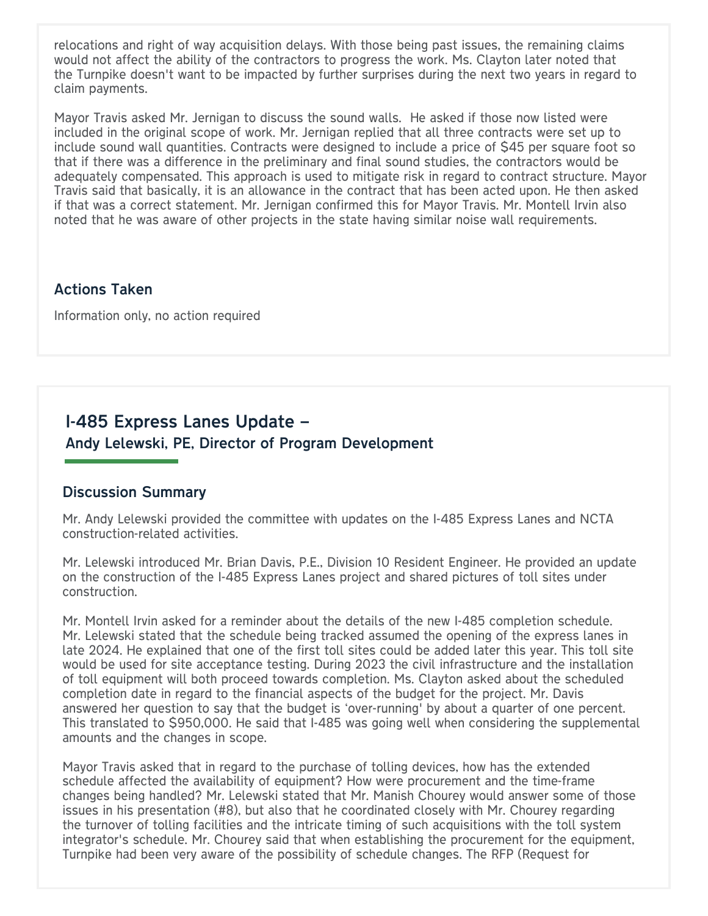relocations and right of way acquisition delays. With those being past issues, the remaining claims would not affect the ability of the contractors to progress the work. Ms. Clayton later noted that the Turnpike doesn't want to be impacted by further surprises during the next two years in regard to claim payments.

Mayor Travis asked Mr. Jernigan to discuss the sound walls. He asked if those now listed were included in the original scope of work. Mr. Jernigan replied that all three contracts were set up to include sound wall quantities. Contracts were designed to include a price of $45 per square foot so that if there was a difference in the preliminary and final sound studies, the contractors would be adequately compensated. This approach is used to mitigate risk in regard to contract structure. Mayor Travis said that basically, it is an allowance in the contract that has been acted upon. He then asked if that was a correct statement. Mr. Jernigan confirmed this for Mayor Travis. Mr. Montell Irvin also noted that he was aware of other projects in the state having similar noise wall requirements.

### Actions Taken

Information only, no action required

## I-485 Express Lanes Update –
**Andy Lelewski, PE, Director of Program Development**

### Discussion Summary

Mr. Andy Lelewski provided the committee with updates on the I-485 Express Lanes and NCTA construction-related activities.

Mr. Lelewski introduced Mr. Brian Davis, P.E., Division 10 Resident Engineer. He provided an update on the construction of the I-485 Express Lanes project and shared pictures of toll sites under construction.

Mr. Montell Irvin asked for a reminder about the details of the new I-485 completion schedule. Mr. Lelewski stated that the schedule being tracked assumed the opening of the express lanes in late 2024. He explained that one of the first toll sites could be added later this year. This toll site would be used for site acceptance testing. During 2023 the civil infrastructure and the installation of toll equipment will both proceed towards completion. Ms. Clayton asked about the scheduled completion date in regard to the financial aspects of the budget for the project. Mr. Davis answered her question to say that the budget is 'over-running' by about a quarter of one percent. This translated to $950,000. He said that I-485 was going well when considering the supplemental amounts and the changes in scope.

Mayor Travis asked that in regard to the purchase of tolling devices, how has the extended schedule affected the availability of equipment? How were procurement and the time-frame changes being handled? Mr. Lelewski stated that Mr. Manish Chourey would answer some of those issues in his presentation (#8), but also that he coordinated closely with Mr. Chourey regarding the turnover of tolling facilities and the intricate timing of such acquisitions with the toll system integrator's schedule. Mr. Chourey said that when establishing the procurement for the equipment, Turnpike had been very aware of the possibility of schedule changes. The RFP (Request for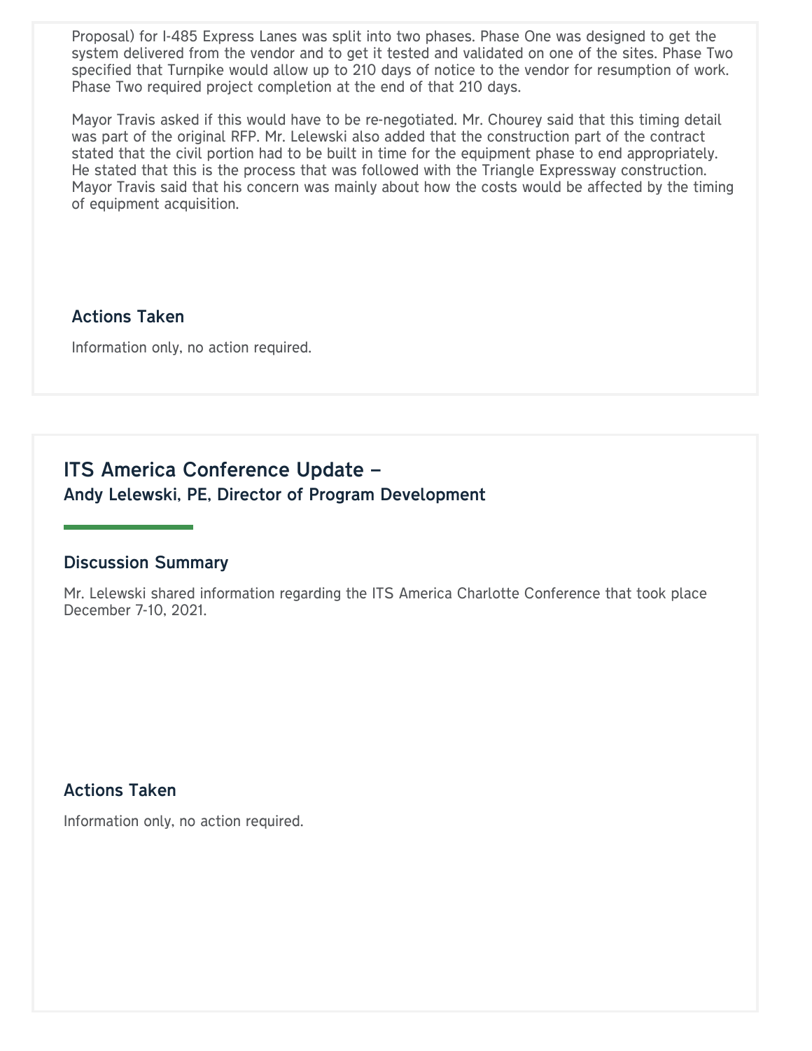Proposal) for I-485 Express Lanes was split into two phases. Phase One was designed to get the system delivered from the vendor and to get it tested and validated on one of the sites. Phase Two specified that Turnpike would allow up to 210 days of notice to the vendor for resumption of work. Phase Two required project completion at the end of that 210 days.

Mayor Travis asked if this would have to be re-negotiated. Mr. Chourey said that this timing detail was part of the original RFP. Mr. Lelewski also added that the construction part of the contract stated that the civil portion had to be built in time for the equipment phase to end appropriately. He stated that this is the process that was followed with the Triangle Expressway construction. Mayor Travis said that his concern was mainly about how the costs would be affected by the timing of equipment acquisition.

### Actions Taken

Information only, no action required.

## ITS America Conference Update –
### Andy Lelewski, PE, Director of Program Development

### Discussion Summary

Mr. Lelewski shared information regarding the ITS America Charlotte Conference that took place December 7-10, 2021.

### Actions Taken

Information only, no action required.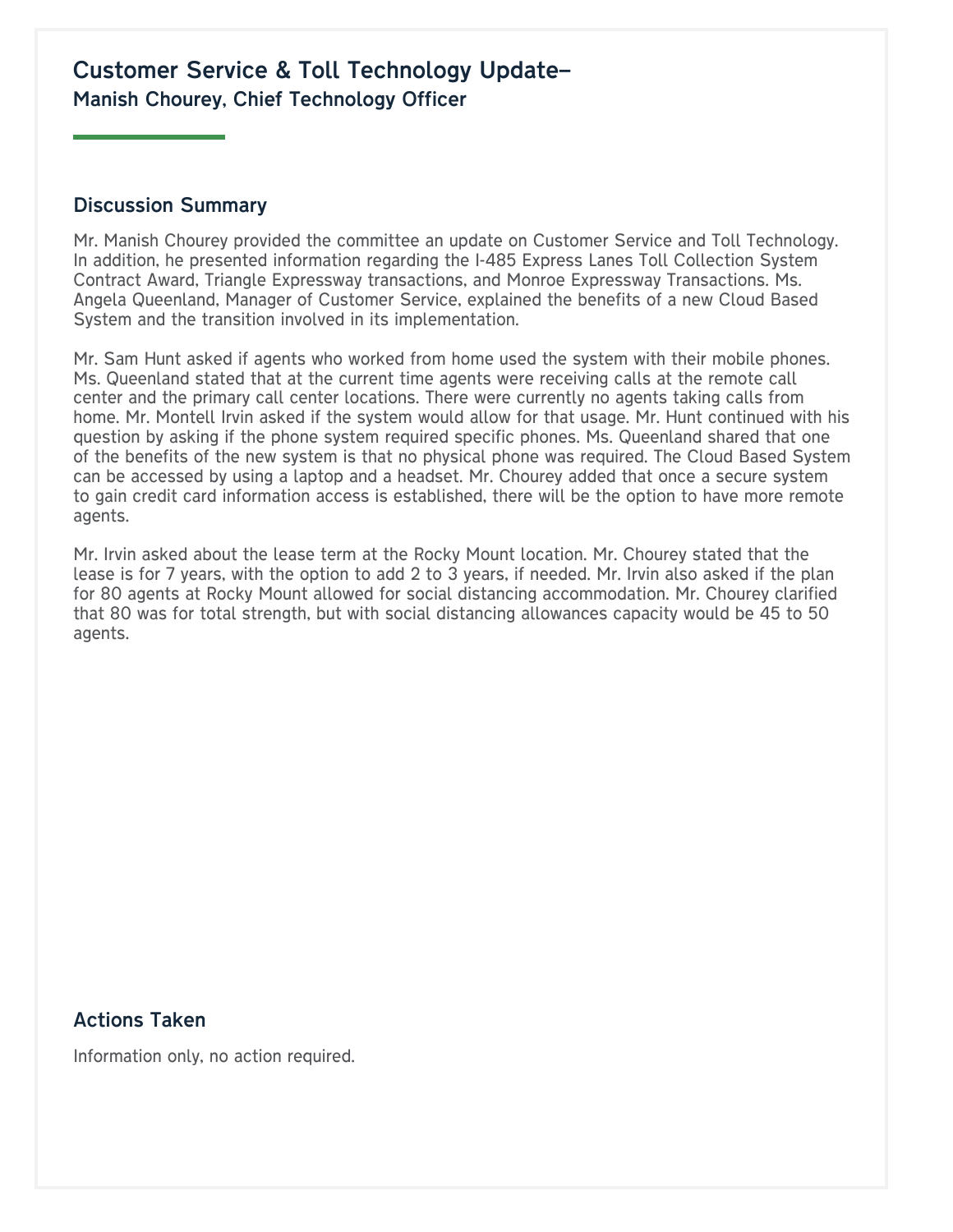## Customer Service & Toll Technology Update–

### Manish Chourey, Chief Technology Officer

### Discussion Summary

Mr. Manish Chourey provided the committee an update on Customer Service and Toll Technology. In addition, he presented information regarding the I-485 Express Lanes Toll Collection System Contract Award, Triangle Expressway transactions, and Monroe Expressway Transactions. Ms. Angela Queenland, Manager of Customer Service, explained the benefits of a new Cloud Based System and the transition involved in its implementation.

Mr. Sam Hunt asked if agents who worked from home used the system with their mobile phones. Ms. Queenland stated that at the current time agents were receiving calls at the remote call center and the primary call center locations. There were currently no agents taking calls from home. Mr. Montell Irvin asked if the system would allow for that usage. Mr. Hunt continued with his question by asking if the phone system required specific phones. Ms. Queenland shared that one of the benefits of the new system is that no physical phone was required. The Cloud Based System can be accessed by using a laptop and a headset. Mr. Chourey added that once a secure system to gain credit card information access is established, there will be the option to have more remote agents.

Mr. Irvin asked about the lease term at the Rocky Mount location. Mr. Chourey stated that the lease is for 7 years, with the option to add 2 to 3 years, if needed. Mr. Irvin also asked if the plan for 80 agents at Rocky Mount allowed for social distancing accommodation. Mr. Chourey clarified that 80 was for total strength, but with social distancing allowances capacity would be 45 to 50 agents.

### Actions Taken

Information only, no action required.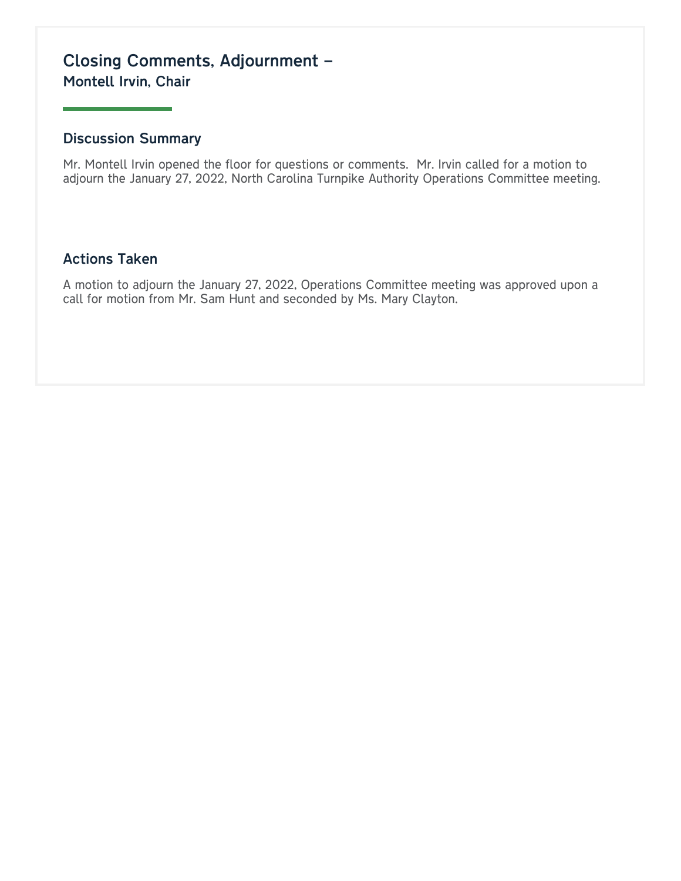## Closing Comments, Adjournment –
### Montell Irvin, Chair

### Discussion Summary

Mr. Montell Irvin opened the floor for questions or comments. Mr. Irvin called for a motion to adjourn the January 27, 2022, North Carolina Turnpike Authority Operations Committee meeting.

### Actions Taken

A motion to adjourn the January 27, 2022, Operations Committee meeting was approved upon a call for motion from Mr. Sam Hunt and seconded by Ms. Mary Clayton.